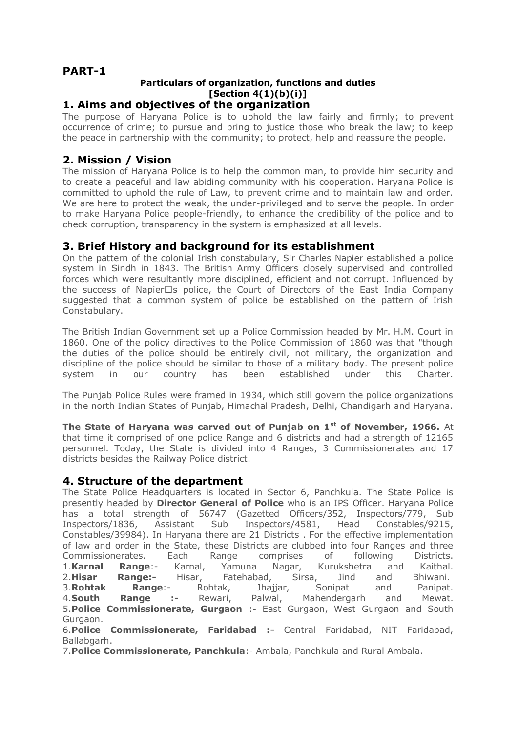# PART-1

**Particulars of organization, functions and duties**
**[Section 4(1)(b)(i)]**

## 1. Aims and objectives of the organization

The purpose of Haryana Police is to uphold the law fairly and firmly; to prevent occurrence of crime; to pursue and bring to justice those who break the law; to keep the peace in partnership with the community; to protect, help and reassure the people.

## 2. Mission / Vision

The mission of Haryana Police is to help the common man, to provide him security and to create a peaceful and law abiding community with his cooperation. Haryana Police is committed to uphold the rule of Law, to prevent crime and to maintain law and order. We are here to protect the weak, the under-privileged and to serve the people. In order to make Haryana Police people-friendly, to enhance the credibility of the police and to check corruption, transparency in the system is emphasized at all levels.

## 3. Brief History and background for its establishment

On the pattern of the colonial Irish constabulary, Sir Charles Napier established a police system in Sindh in 1843. The British Army Officers closely supervised and controlled forces which were resultantly more disciplined, efficient and not corrupt. Influenced by the success of Napier□s police, the Court of Directors of the East India Company suggested that a common system of police be established on the pattern of Irish Constabulary.

The British Indian Government set up a Police Commission headed by Mr. H.M. Court in 1860. One of the policy directives to the Police Commission of 1860 was that "though the duties of the police should be entirely civil, not military, the organization and discipline of the police should be similar to those of a military body. The present police system in our country has been established under this Charter.

The Punjab Police Rules were framed in 1934, which still govern the police organizations in the north Indian States of Punjab, Himachal Pradesh, Delhi, Chandigarh and Haryana.

**The State of Haryana was carved out of Punjab on 1st of November, 1966.** At that time it comprised of one police Range and 6 districts and had a strength of 12165 personnel. Today, the State is divided into 4 Ranges, 3 Commissionerates and 17 districts besides the Railway Police district.

## 4. Structure of the department

The State Police Headquarters is located in Sector 6, Panchkula. The State Police is presently headed by **Director General of Police** who is an IPS Officer. Haryana Police has a total strength of 56747 (Gazetted Officers/352, Inspectors/779, Sub Inspectors/1836, Assistant Sub Inspectors/4581, Head Constables/9215, Constables/39984). In Haryana there are 21 Districts . For the effective implementation of law and order in the State, these Districts are clubbed into four Ranges and three Commissionerates. Each Range comprises of following Districts.

1. **Karnal Range**:- Karnal, Yamuna Nagar, Kurukshetra and Kaithal.
2. **Hisar Range:-** Hisar, Fatehabad, Sirsa, Jind and Bhiwani.
3. **Rohtak Range**:- Rohtak, Jhajjar, Sonipat and Panipat.
4. **South Range :-** Rewari, Palwal, Mahendergarh and Mewat.
5. **Police Commissionerate, Gurgaon** :- East Gurgaon, West Gurgaon and South Gurgaon.
6. **Police Commissionerate, Faridabad :-** Central Faridabad, NIT Faridabad, Ballabgarh.
7. **Police Commissionerate, Panchkula**:- Ambala, Panchkula and Rural Ambala.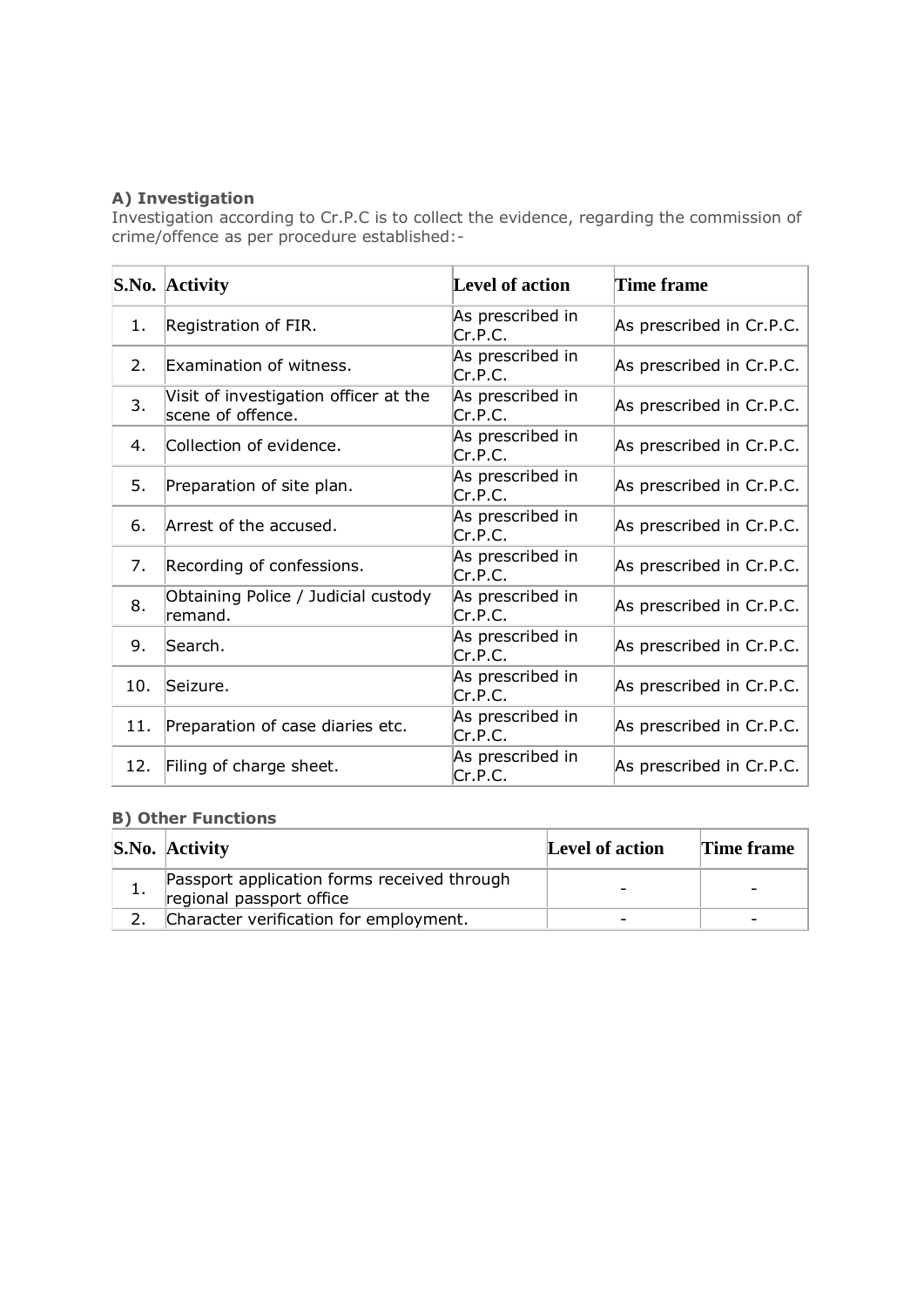**A) Investigation**

Investigation according to Cr.P.C is to collect the evidence, regarding the commission of crime/offence as per procedure established:-

| S.No. | Activity | Level of action | Time frame |
|---|---|---|---|
| 1. | Registration of FIR. | As prescribed in Cr.P.C. | As prescribed in Cr.P.C. |
| 2. | Examination of witness. | As prescribed in Cr.P.C. | As prescribed in Cr.P.C. |
| 3. | Visit of investigation officer at the scene of offence. | As prescribed in Cr.P.C. | As prescribed in Cr.P.C. |
| 4. | Collection of evidence. | As prescribed in Cr.P.C. | As prescribed in Cr.P.C. |
| 5. | Preparation of site plan. | As prescribed in Cr.P.C. | As prescribed in Cr.P.C. |
| 6. | Arrest of the accused. | As prescribed in Cr.P.C. | As prescribed in Cr.P.C. |
| 7. | Recording of confessions. | As prescribed in Cr.P.C. | As prescribed in Cr.P.C. |
| 8. | Obtaining Police / Judicial custody remand. | As prescribed in Cr.P.C. | As prescribed in Cr.P.C. |
| 9. | Search. | As prescribed in Cr.P.C. | As prescribed in Cr.P.C. |
| 10. | Seizure. | As prescribed in Cr.P.C. | As prescribed in Cr.P.C. |
| 11. | Preparation of case diaries etc. | As prescribed in Cr.P.C. | As prescribed in Cr.P.C. |
| 12. | Filing of charge sheet. | As prescribed in Cr.P.C. | As prescribed in Cr.P.C. |

**B) Other Functions**

| S.No. | Activity | Level of action | Time frame |
|---|---|---|---|
| 1. | Passport application forms received through regional passport office | - | - |
| 2. | Character verification for employment. | - | - |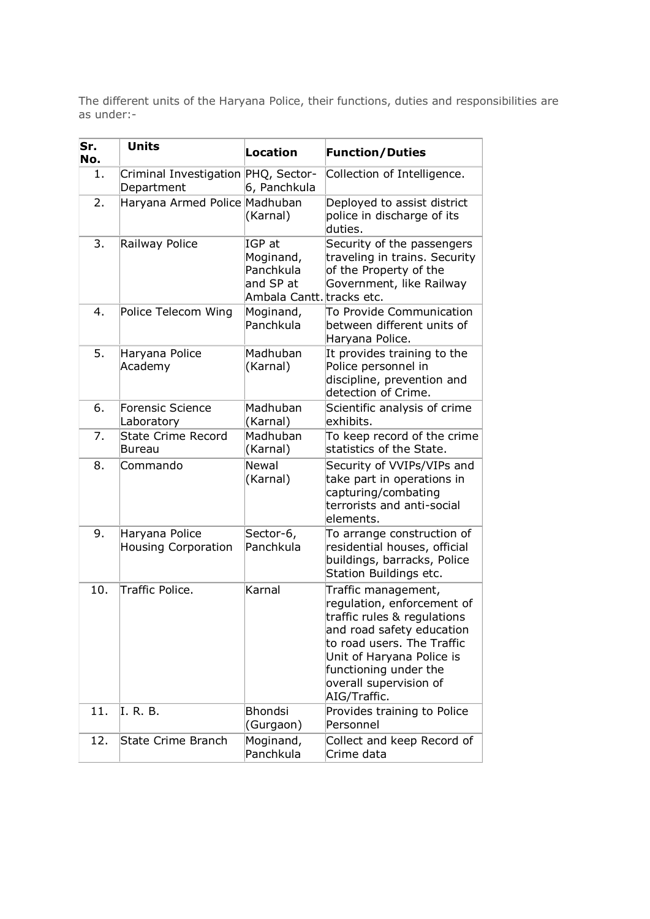The different units of the Haryana Police, their functions, duties and responsibilities are as under:-

| Sr. No. | Units | Location | Function/Duties |
|---|---|---|---|
| 1. | Criminal Investigation Department | PHQ, Sector-6, Panchkula | Collection of Intelligence. |
| 2. | Haryana Armed Police | Madhuban (Karnal) | Deployed to assist district police in discharge of its duties. |
| 3. | Railway Police | IGP at Moginand, Panchkula and SP at Ambala Cantt. | Security of the passengers traveling in trains. Security of the Property of the Government, like Railway tracks etc. |
| 4. | Police Telecom Wing | Moginand, Panchkula | To Provide Communication between different units of Haryana Police. |
| 5. | Haryana Police Academy | Madhuban (Karnal) | It provides training to the Police personnel in discipline, prevention and detection of Crime. |
| 6. | Forensic Science Laboratory | Madhuban (Karnal) | Scientific analysis of crime exhibits. |
| 7. | State Crime Record Bureau | Madhuban (Karnal) | To keep record of the crime statistics of the State. |
| 8. | Commando | Newal (Karnal) | Security of VVIPs/VIPs and take part in operations in capturing/combating terrorists and anti-social elements. |
| 9. | Haryana Police Housing Corporation | Sector-6, Panchkula | To arrange construction of residential houses, official buildings, barracks, Police Station Buildings etc. |
| 10. | Traffic Police. | Karnal | Traffic management, regulation, enforcement of traffic rules & regulations and road safety education to road users. The Traffic Unit of Haryana Police is functioning under the overall supervision of AIG/Traffic. |
| 11. | I. R. B. | Bhondsi (Gurgaon) | Provides training to Police Personnel |
| 12. | State Crime Branch | Moginand, Panchkula | Collect and keep Record of Crime data |